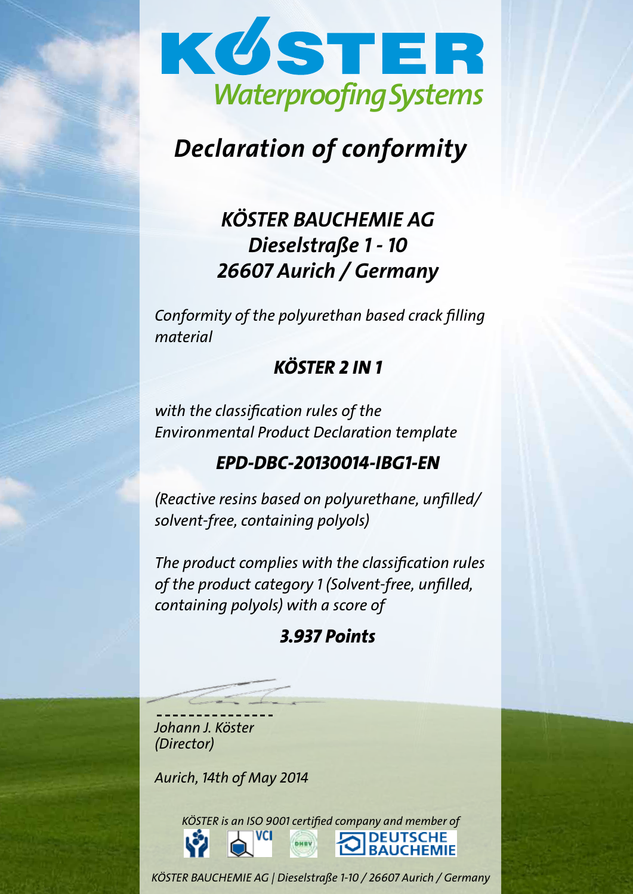KÖSTER
Waterproofing Systems

# *Declaration of conformity*

## *KÖSTER BAUCHEMIE AG*
## *Dieselstraße 1 - 10*
## *26607 Aurich / Germany*

*Conformity of the polyurethan based crack filling material*

### *KÖSTER 2 IN 1*

*with the classification rules of the Environmental Product Declaration template*

### *EPD-DBC-20130014-IBG1-EN*

*(Reactive resins based on polyurethane, unfilled/ solvent-free, containing polyols)*

*The product complies with the classification rules of the product category 1 (Solvent-free, unfilled, containing polyols) with a score of*

### *3.937 Points*

---------------

*Johann J. Köster*
*(Director)*

*Aurich, 14th of May 2014*

*KÖSTER is an ISO 9001 certified company and member of*

VCI DEUTSCHE BAUCHEMIE

*KÖSTER BAUCHEMIE AG | Dieselstraße 1-10 / 26607 Aurich / Germany*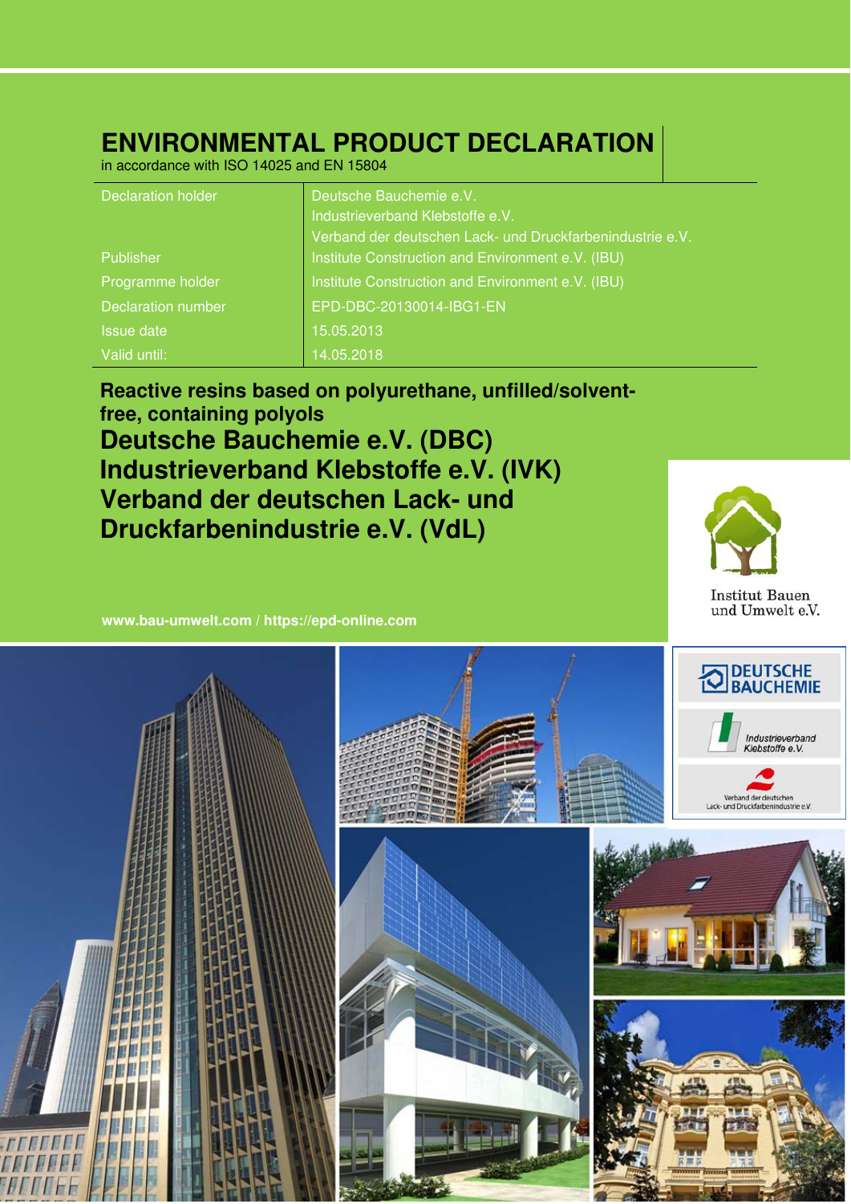# ENVIRONMENTAL PRODUCT DECLARATION

in accordance with ISO 14025 and EN 15804

| | |
|---|---|
| Declaration holder | Deutsche Bauchemie e.V.<br>Industrieverband Klebstoffe e.V.<br>Verband der deutschen Lack- und Druckfarbenindustrie e.V. |
| Publisher | Institute Construction and Environment e.V. (IBU) |
| Programme holder | Institute Construction and Environment e.V. (IBU) |
| Declaration number | EPD-DBC-20130014-IBG1-EN |
| Issue date | 15.05.2013 |
| Valid until: | 14.05.2018 |

**Reactive resins based on polyurethane, unfilled/solvent-free, containing polyols**

## Deutsche Bauchemie e.V. (DBC)
## Industrieverband Klebstoffe e.V. (IVK)
## Verband der deutschen Lack- und Druckfarbenindustrie e.V. (VdL)

Institut Bauen und Umwelt e.V.

**www.bau-umwelt.com / https://epd-online.com**

DEUTSCHE BAUCHEMIE

Industrieverband Klebstoffe e.V.

Verband der deutschen Lack- und Druckfarbenindustrie e.V.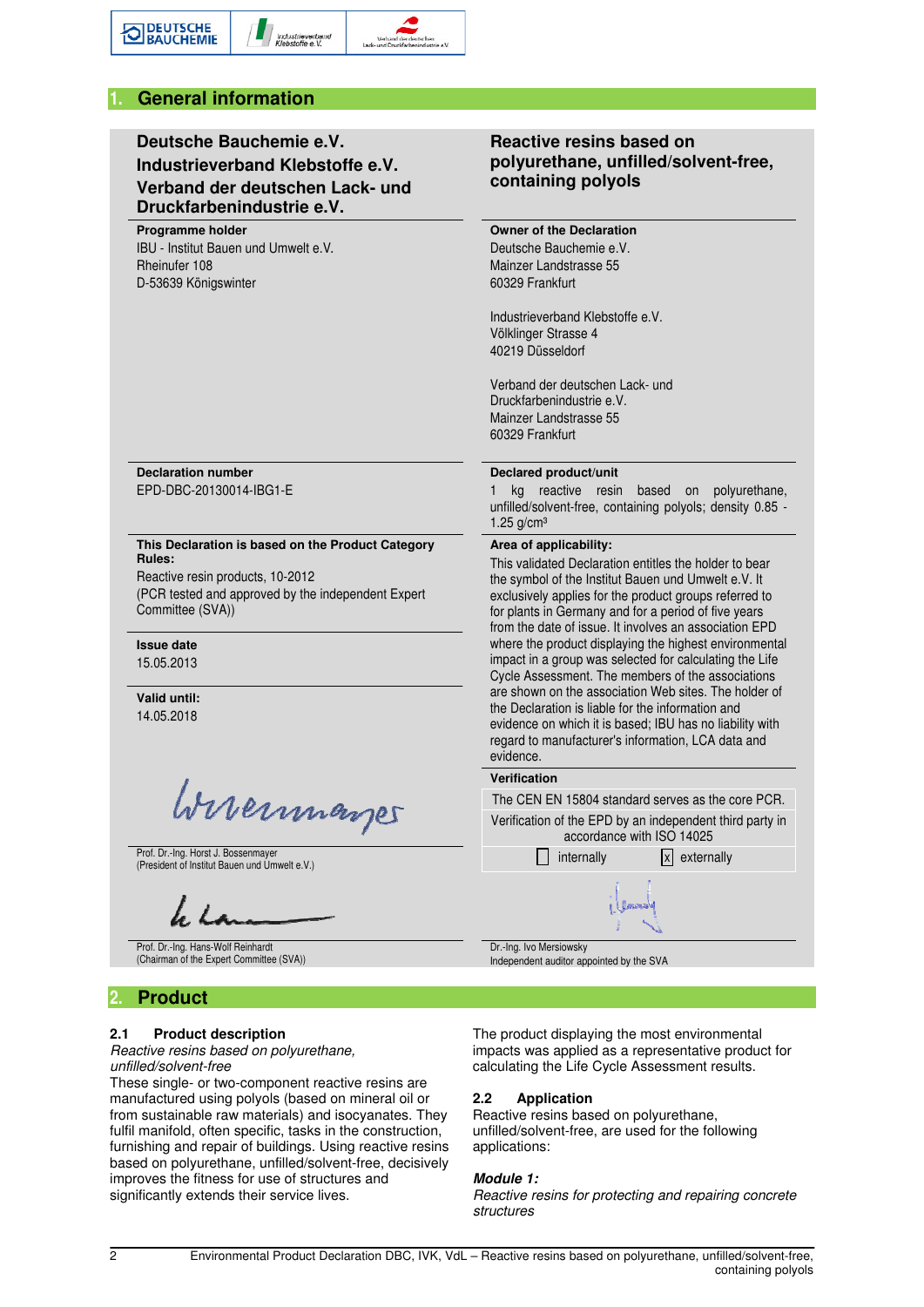## 1. General information

**Deutsche Bauchemie e.V.**
**Industrieverband Klebstoffe e.V.**
**Verband der deutschen Lack- und Druckfarbenindustrie e.V.**

**Reactive resins based on polyurethane, unfilled/solvent-free, containing polyols**

**Programme holder**
IBU - Institut Bauen und Umwelt e.V.
Rheinufer 108
D-53639 Königswinter

**Owner of the Declaration**
Deutsche Bauchemie e.V.
Mainzer Landstrasse 55
60329 Frankfurt

Industrieverband Klebstoffe e.V.
Völklinger Strasse 4
40219 Düsseldorf

Verband der deutschen Lack- und Druckfarbenindustrie e.V.
Mainzer Landstrasse 55
60329 Frankfurt

**Declaration number**
EPD-DBC-20130014-IBG1-E

**Declared product/unit**
1 kg reactive resin based on polyurethane, unfilled/solvent-free, containing polyols; density 0.85 - 1.25 g/cm³

**This Declaration is based on the Product Category Rules:**
Reactive resin products, 10-2012
(PCR tested and approved by the independent Expert Committee (SVA))

**Area of applicability:**
This validated Declaration entitles the holder to bear the symbol of the Institut Bauen und Umwelt e.V. It exclusively applies for the product groups referred to for plants in Germany and for a period of five years from the date of issue. It involves an association EPD where the product displaying the highest environmental impact in a group was selected for calculating the Life Cycle Assessment. The members of the associations are shown on the association Web sites. The holder of the Declaration is liable for the information and evidence on which it is based; IBU has no liability with regard to manufacturer's information, LCA data and evidence.

**Issue date**
15.05.2013

**Valid until:**
14.05.2018

**Verification**
The CEN EN 15804 standard serves as the core PCR.
Verification of the EPD by an independent third party in accordance with ISO 14025
☐ internally ☒ externally

Prof. Dr.-Ing. Horst J. Bossenmayer
(President of Institut Bauen und Umwelt e.V.)

Prof. Dr.-Ing. Hans-Wolf Reinhardt
(Chairman of the Expert Committee (SVA))

Dr.-Ing. Ivo Mersiowsky
Independent auditor appointed by the SVA

## 2. Product

### 2.1 Product description

*Reactive resins based on polyurethane, unfilled/solvent-free*

These single- or two-component reactive resins are manufactured using polyols (based on mineral oil or from sustainable raw materials) and isocyanates. They fulfil manifold, often specific, tasks in the construction, furnishing and repair of buildings. Using reactive resins based on polyurethane, unfilled/solvent-free, decisively improves the fitness for use of structures and significantly extends their service lives.

The product displaying the most environmental impacts was applied as a representative product for calculating the Life Cycle Assessment results.

### 2.2 Application

Reactive resins based on polyurethane, unfilled/solvent-free, are used for the following applications:

***Module 1:***
*Reactive resins for protecting and repairing concrete structures*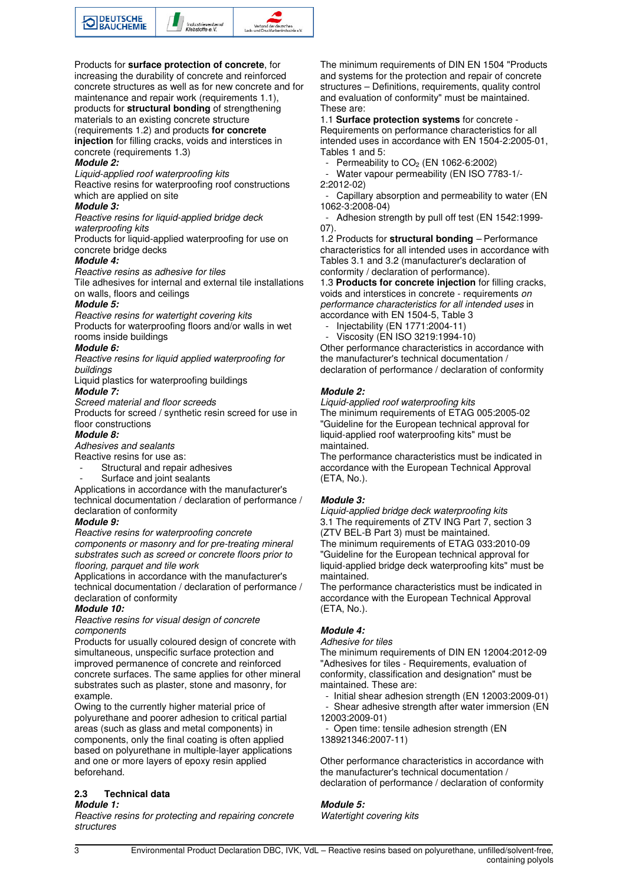Products for **surface protection of concrete**, for increasing the durability of concrete and reinforced concrete structures as well as for new concrete and for maintenance and repair work (requirements 1.1), products for **structural bonding** of strengthening materials to an existing concrete structure (requirements 1.2) and products **for concrete injection** for filling cracks, voids and interstices in concrete (requirements 1.3)

***Module 2:***

*Liquid-applied roof waterproofing kits*

Reactive resins for waterproofing roof constructions which are applied on site

***Module 3:***

*Reactive resins for liquid-applied bridge deck waterproofing kits*

Products for liquid-applied waterproofing for use on concrete bridge decks

***Module 4:***

*Reactive resins as adhesive for tiles*

Tile adhesives for internal and external tile installations on walls, floors and ceilings

***Module 5:***

*Reactive resins for watertight covering kits*

Products for waterproofing floors and/or walls in wet rooms inside buildings

***Module 6:***

*Reactive resins for liquid applied waterproofing for buildings*

Liquid plastics for waterproofing buildings

***Module 7:***

*Screed material and floor screeds*

Products for screed / synthetic resin screed for use in floor constructions

***Module 8:***

*Adhesives and sealants*

Reactive resins for use as:

- Structural and repair adhesives
- Surface and joint sealants

Applications in accordance with the manufacturer's technical documentation / declaration of performance / declaration of conformity

***Module 9:***

*Reactive resins for waterproofing concrete components or masonry and for pre-treating mineral substrates such as screed or concrete floors prior to flooring, parquet and tile work*

Applications in accordance with the manufacturer's technical documentation / declaration of performance / declaration of conformity

***Module 10:***

*Reactive resins for visual design of concrete components*

Products for usually coloured design of concrete with simultaneous, unspecific surface protection and improved permanence of concrete and reinforced concrete surfaces. The same applies for other mineral substrates such as plaster, stone and masonry, for example.

Owing to the currently higher material price of polyurethane and poorer adhesion to critical partial areas (such as glass and metal components) in components, only the final coating is often applied based on polyurethane in multiple-layer applications and one or more layers of epoxy resin applied beforehand.

## 2.3 Technical data

***Module 1:***

*Reactive resins for protecting and repairing concrete structures*

The minimum requirements of DIN EN 1504 "Products and systems for the protection and repair of concrete structures – Definitions, requirements, quality control and evaluation of conformity" must be maintained. These are:

1.1 **Surface protection systems** for concrete - Requirements on performance characteristics for all intended uses in accordance with EN 1504-2:2005-01, Tables 1 and 5:

- Permeability to $CO_2$ (EN 1062-6:2002)
- Water vapour permeability (EN ISO 7783-1/-2:2012-02)
- Capillary absorption and permeability to water (EN 1062-3:2008-04)
- Adhesion strength by pull off test (EN 1542:1999-07).

1.2 Products for **structural bonding** – Performance characteristics for all intended uses in accordance with Tables 3.1 and 3.2 (manufacturer's declaration of conformity / declaration of performance).

1.3 **Products for concrete injection** for filling cracks, voids and interstices in concrete - requirements *on performance characteristics for all intended uses* in accordance with EN 1504-5, Table 3

- Injectability (EN 1771:2004-11)
- Viscosity (EN ISO 3219:1994-10)

Other performance characteristics in accordance with the manufacturer's technical documentation / declaration of performance / declaration of conformity

***Module 2:***

*Liquid-applied roof waterproofing kits*

The minimum requirements of ETAG 005:2005-02 "Guideline for the European technical approval for liquid-applied roof waterproofing kits" must be maintained.

The performance characteristics must be indicated in accordance with the European Technical Approval (ETA, No.).

***Module 3:***

*Liquid-applied bridge deck waterproofing kits*

3.1 The requirements of ZTV ING Part 7, section 3 (ZTV BEL-B Part 3) must be maintained.

The minimum requirements of ETAG 033:2010-09 "Guideline for the European technical approval for liquid-applied bridge deck waterproofing kits" must be maintained.

The performance characteristics must be indicated in accordance with the European Technical Approval (ETA, No.).

***Module 4:***

*Adhesive for tiles*

The minimum requirements of DIN EN 12004:2012-09 "Adhesives for tiles - Requirements, evaluation of conformity, classification and designation" must be maintained. These are:

- Initial shear adhesion strength (EN 12003:2009-01)
- Shear adhesive strength after water immersion (EN 12003:2009-01)
- Open time: tensile adhesion strength (EN 138921346:2007-11)

Other performance characteristics in accordance with the manufacturer's technical documentation / declaration of performance / declaration of conformity

***Module 5:***

*Watertight covering kits*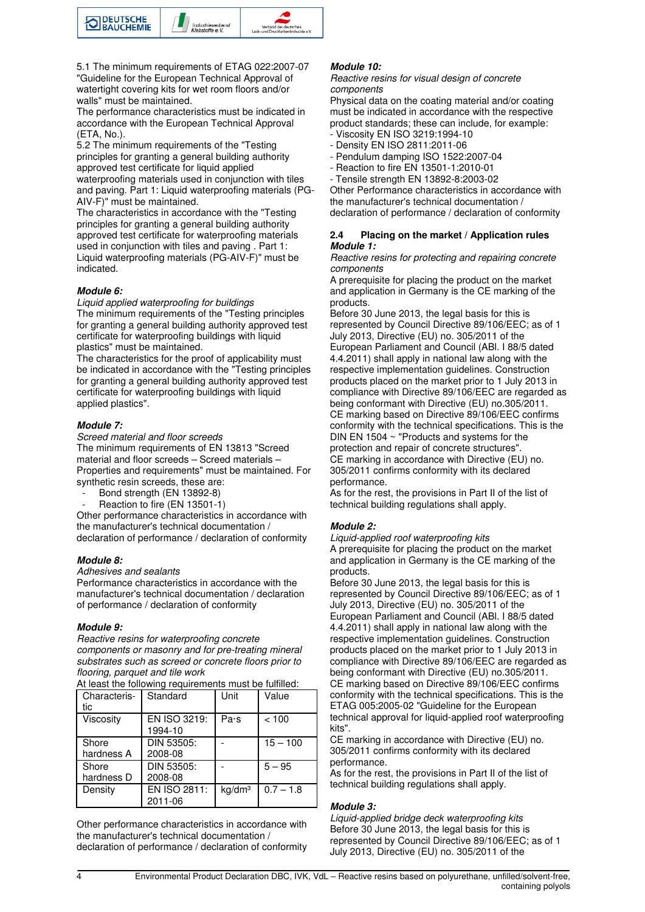5.1 The minimum requirements of ETAG 022:2007-07 "Guideline for the European Technical Approval of watertight covering kits for wet room floors and/or walls" must be maintained.
The performance characteristics must be indicated in accordance with the European Technical Approval (ETA, No.).
5.2 The minimum requirements of the "Testing principles for granting a general building authority approved test certificate for liquid applied waterproofing materials used in conjunction with tiles and paving. Part 1: Liquid waterproofing materials (PG-AIV-F)" must be maintained.
The characteristics in accordance with the "Testing principles for granting a general building authority approved test certificate for waterproofing materials used in conjunction with tiles and paving . Part 1: Liquid waterproofing materials (PG-AIV-F)" must be indicated.

***Module 6:***
*Liquid applied waterproofing for buildings*
The minimum requirements of the "Testing principles for granting a general building authority approved test certificate for waterproofing buildings with liquid plastics" must be maintained.
The characteristics for the proof of applicability must be indicated in accordance with the "Testing principles for granting a general building authority approved test certificate for waterproofing buildings with liquid applied plastics".

***Module 7:***
*Screed material and floor screeds*
The minimum requirements of EN 13813 "Screed material and floor screeds – Screed materials – Properties and requirements" must be maintained. For synthetic resin screeds, these are:
- Bond strength (EN 13892-8)
- Reaction to fire (EN 13501-1)

Other performance characteristics in accordance with the manufacturer's technical documentation / declaration of performance / declaration of conformity

***Module 8:***
*Adhesives and sealants*
Performance characteristics in accordance with the manufacturer's technical documentation / declaration of performance / declaration of conformity

***Module 9:***
*Reactive resins for waterproofing concrete components or masonry and for pre-treating mineral substrates such as screed or concrete floors prior to flooring, parquet and tile work*
At least the following requirements must be fulfilled:

| Characteris-tic | Standard | Unit | Value |
|---|---|---|---|
| Viscosity | EN ISO 3219: 1994-10 | Pa·s | < 100 |
| Shore hardness A | DIN 53505: 2008-08 | - | 15 – 100 |
| Shore hardness D | DIN 53505: 2008-08 | - | 5 – 95 |
| Density | EN ISO 2811: 2011-06 | kg/dm³ | 0.7 – 1.8 |

Other performance characteristics in accordance with the manufacturer's technical documentation / declaration of performance / declaration of conformity

***Module 10:***
*Reactive resins for visual design of concrete components*
Physical data on the coating material and/or coating must be indicated in accordance with the respective product standards; these can include, for example:
- Viscosity EN ISO 3219:1994-10
- Density EN ISO 2811:2011-06
- Pendulum damping ISO 1522:2007-04
- Reaction to fire EN 13501-1:2010-01
- Tensile strength EN 13892-8:2003-02

Other Performance characteristics in accordance with the manufacturer's technical documentation / declaration of performance / declaration of conformity

### 2.4 Placing on the market / Application rules

***Module 1:***
*Reactive resins for protecting and repairing concrete components*
A prerequisite for placing the product on the market and application in Germany is the CE marking of the products.
Before 30 June 2013, the legal basis for this is represented by Council Directive 89/106/EEC; as of 1 July 2013, Directive (EU) no. 305/2011 of the European Parliament and Council (ABl. I 88/5 dated 4.4.2011) shall apply in national law along with the respective implementation guidelines. Construction products placed on the market prior to 1 July 2013 in compliance with Directive 89/106/EEC are regarded as being conformant with Directive (EU) no.305/2011.
CE marking based on Directive 89/106/EEC confirms conformity with the technical specifications. This is the DIN EN 1504 ~ "Products and systems for the protection and repair of concrete structures".
CE marking in accordance with Directive (EU) no. 305/2011 confirms conformity with its declared performance.
As for the rest, the provisions in Part II of the list of technical building regulations shall apply.

***Module 2:***
*Liquid-applied roof waterproofing kits*
A prerequisite for placing the product on the market and application in Germany is the CE marking of the products.
Before 30 June 2013, the legal basis for this is represented by Council Directive 89/106/EEC; as of 1 July 2013, Directive (EU) no. 305/2011 of the European Parliament and Council (ABl. I 88/5 dated 4.4.2011) shall apply in national law along with the respective implementation guidelines. Construction products placed on the market prior to 1 July 2013 in compliance with Directive 89/106/EEC are regarded as being conformant with Directive (EU) no.305/2011.
CE marking based on Directive 89/106/EEC confirms conformity with the technical specifications. This is the ETAG 005:2005-02 "Guideline for the European technical approval for liquid-applied roof waterproofing kits".
CE marking in accordance with Directive (EU) no. 305/2011 confirms conformity with its declared performance.
As for the rest, the provisions in Part II of the list of technical building regulations shall apply.

***Module 3:***
*Liquid-applied bridge deck waterproofing kits*
Before 30 June 2013, the legal basis for this is represented by Council Directive 89/106/EEC; as of 1 July 2013, Directive (EU) no. 305/2011 of the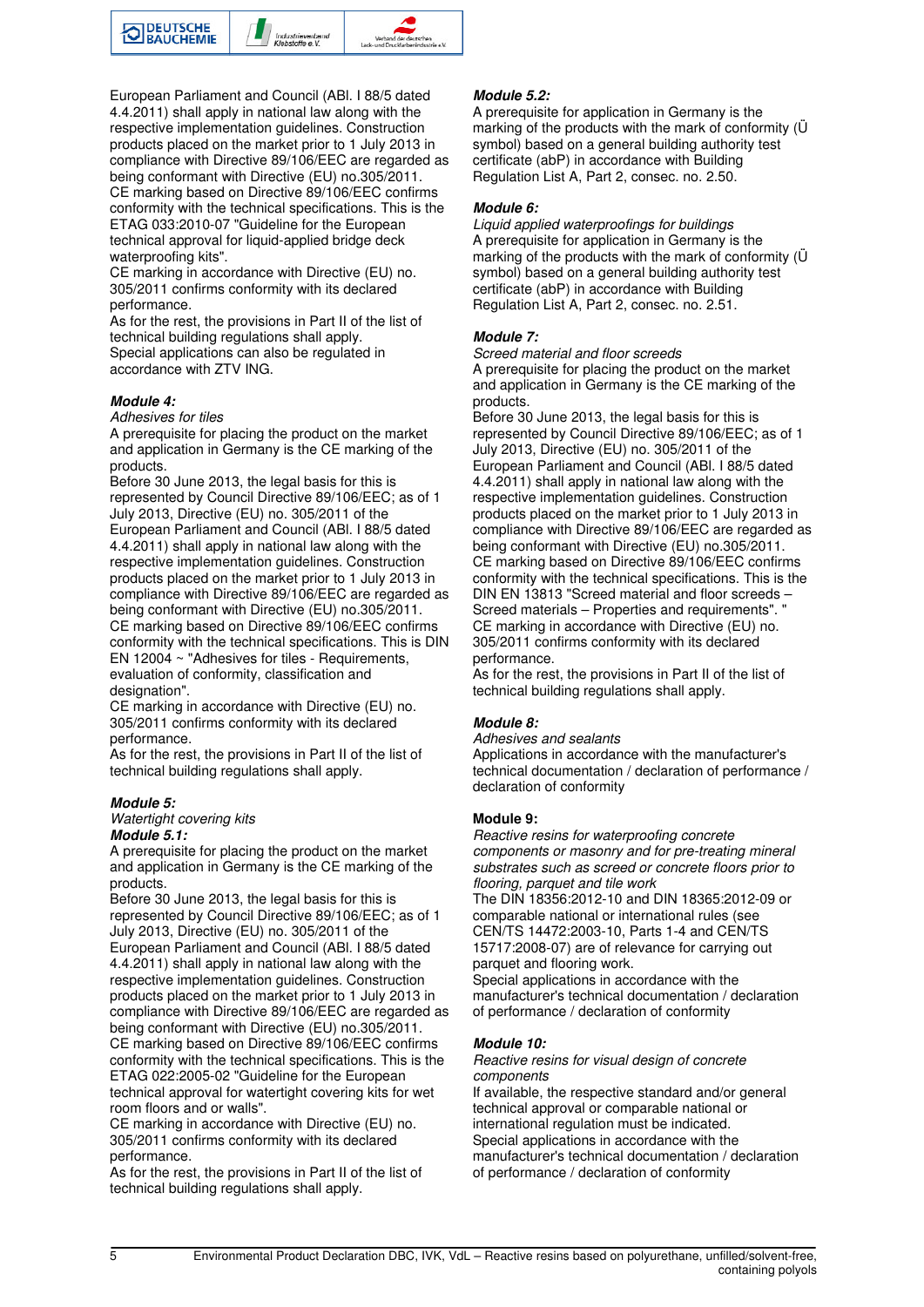European Parliament and Council (ABl. I 88/5 dated 4.4.2011) shall apply in national law along with the respective implementation guidelines. Construction products placed on the market prior to 1 July 2013 in compliance with Directive 89/106/EEC are regarded as being conformant with Directive (EU) no.305/2011.
CE marking based on Directive 89/106/EEC confirms conformity with the technical specifications. This is the ETAG 033:2010-07 "Guideline for the European technical approval for liquid-applied bridge deck waterproofing kits".
CE marking in accordance with Directive (EU) no. 305/2011 confirms conformity with its declared performance.
As for the rest, the provisions in Part II of the list of technical building regulations shall apply.
Special applications can also be regulated in accordance with ZTV ING.

***Module 4:***
*Adhesives for tiles*
A prerequisite for placing the product on the market and application in Germany is the CE marking of the products.
Before 30 June 2013, the legal basis for this is represented by Council Directive 89/106/EEC; as of 1 July 2013, Directive (EU) no. 305/2011 of the European Parliament and Council (ABl. I 88/5 dated 4.4.2011) shall apply in national law along with the respective implementation guidelines. Construction products placed on the market prior to 1 July 2013 in compliance with Directive 89/106/EEC are regarded as being conformant with Directive (EU) no.305/2011.
CE marking based on Directive 89/106/EEC confirms conformity with the technical specifications. This is DIN EN 12004 ~ "Adhesives for tiles - Requirements, evaluation of conformity, classification and designation".
CE marking in accordance with Directive (EU) no. 305/2011 confirms conformity with its declared performance.
As for the rest, the provisions in Part II of the list of technical building regulations shall apply.

***Module 5:***
*Watertight covering kits*
***Module 5.1:***
A prerequisite for placing the product on the market and application in Germany is the CE marking of the products.
Before 30 June 2013, the legal basis for this is represented by Council Directive 89/106/EEC; as of 1 July 2013, Directive (EU) no. 305/2011 of the European Parliament and Council (ABl. I 88/5 dated 4.4.2011) shall apply in national law along with the respective implementation guidelines. Construction products placed on the market prior to 1 July 2013 in compliance with Directive 89/106/EEC are regarded as being conformant with Directive (EU) no.305/2011.
CE marking based on Directive 89/106/EEC confirms conformity with the technical specifications. This is the ETAG 022:2005-02 "Guideline for the European technical approval for watertight covering kits for wet room floors and or walls".
CE marking in accordance with Directive (EU) no. 305/2011 confirms conformity with its declared performance.
As for the rest, the provisions in Part II of the list of technical building regulations shall apply.

***Module 5.2:***
A prerequisite for application in Germany is the marking of the products with the mark of conformity (Ü symbol) based on a general building authority test certificate (abP) in accordance with Building Regulation List A, Part 2, consec. no. 2.50.

***Module 6:***
*Liquid applied waterproofings for buildings*
A prerequisite for application in Germany is the marking of the products with the mark of conformity (Ü symbol) based on a general building authority test certificate (abP) in accordance with Building Regulation List A, Part 2, consec. no. 2.51.

***Module 7:***
*Screed material and floor screeds*
A prerequisite for placing the product on the market and application in Germany is the CE marking of the products.
Before 30 June 2013, the legal basis for this is represented by Council Directive 89/106/EEC; as of 1 July 2013, Directive (EU) no. 305/2011 of the European Parliament and Council (ABl. I 88/5 dated 4.4.2011) shall apply in national law along with the respective implementation guidelines. Construction products placed on the market prior to 1 July 2013 in compliance with Directive 89/106/EEC are regarded as being conformant with Directive (EU) no.305/2011.
CE marking based on Directive 89/106/EEC confirms conformity with the technical specifications. This is the DIN EN 13813 "Screed material and floor screeds – Screed materials – Properties and requirements". "
CE marking in accordance with Directive (EU) no. 305/2011 confirms conformity with its declared performance.
As for the rest, the provisions in Part II of the list of technical building regulations shall apply.

***Module 8:***
*Adhesives and sealants*
Applications in accordance with the manufacturer's technical documentation / declaration of performance / declaration of conformity

**Module 9:**
*Reactive resins for waterproofing concrete components or masonry and for pre-treating mineral substrates such as screed or concrete floors prior to flooring, parquet and tile work*
The DIN 18356:2012-10 and DIN 18365:2012-09 or comparable national or international rules (see CEN/TS 14472:2003-10, Parts 1-4 and CEN/TS 15717:2008-07) are of relevance for carrying out parquet and flooring work.
Special applications in accordance with the manufacturer's technical documentation / declaration of performance / declaration of conformity

***Module 10:***
*Reactive resins for visual design of concrete components*
If available, the respective standard and/or general technical approval or comparable national or international regulation must be indicated.
Special applications in accordance with the manufacturer's technical documentation / declaration of performance / declaration of conformity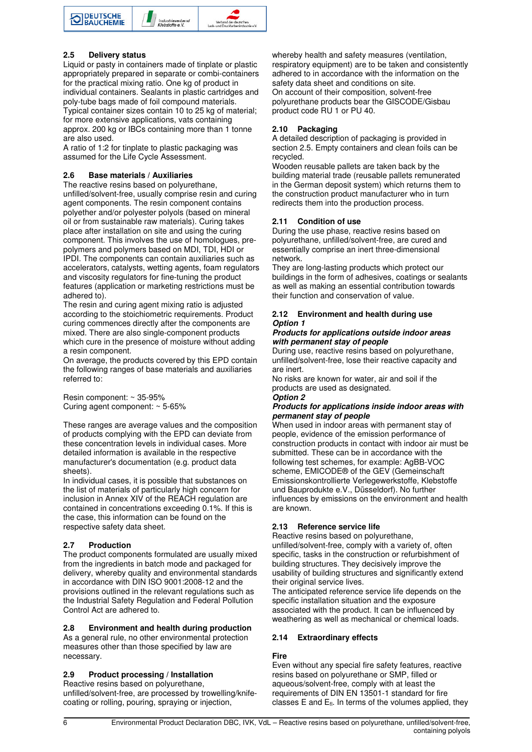## 2.5 Delivery status

Liquid or pasty in containers made of tinplate or plastic appropriately prepared in separate or combi-containers for the practical mixing ratio. One kg of product in individual containers. Sealants in plastic cartridges and poly-tube bags made of foil compound materials. Typical container sizes contain 10 to 25 kg of material; for more extensive applications, vats containing approx. 200 kg or IBCs containing more than 1 tonne are also used.

A ratio of 1:2 for tinplate to plastic packaging was assumed for the Life Cycle Assessment.

## 2.6 Base materials / Auxiliaries

The reactive resins based on polyurethane, unfilled/solvent-free, usually comprise resin and curing agent components. The resin component contains polyether and/or polyester polyols (based on mineral oil or from sustainable raw materials). Curing takes place after installation on site and using the curing component. This involves the use of homologues, pre-polymers and polymers based on MDI, TDI, HDI or IPDI. The components can contain auxiliaries such as accelerators, catalysts, wetting agents, foam regulators and viscosity regulators for fine-tuning the product features (application or marketing restrictions must be adhered to).

The resin and curing agent mixing ratio is adjusted according to the stoichiometric requirements. Product curing commences directly after the components are mixed. There are also single-component products which cure in the presence of moisture without adding a resin component.

On average, the products covered by this EPD contain the following ranges of base materials and auxiliaries referred to:

Resin component: ~ 35-95%
Curing agent component: ~ 5-65%

These ranges are average values and the composition of products complying with the EPD can deviate from these concentration levels in individual cases. More detailed information is available in the respective manufacturer's documentation (e.g. product data sheets).

In individual cases, it is possible that substances on the list of materials of particularly high concern for inclusion in Annex XIV of the REACH regulation are contained in concentrations exceeding 0.1%. If this is the case, this information can be found on the respective safety data sheet.

## 2.7 Production

The product components formulated are usually mixed from the ingredients in batch mode and packaged for delivery, whereby quality and environmental standards in accordance with DIN ISO 9001:2008-12 and the provisions outlined in the relevant regulations such as the Industrial Safety Regulation and Federal Pollution Control Act are adhered to.

## 2.8 Environment and health during production

As a general rule, no other environmental protection measures other than those specified by law are necessary.

## 2.9 Product processing / Installation

Reactive resins based on polyurethane, unfilled/solvent-free, are processed by trowelling/knife-coating or rolling, pouring, spraying or injection, whereby health and safety measures (ventilation, respiratory equipment) are to be taken and consistently adhered to in accordance with the information on the safety data sheet and conditions on site.

On account of their composition, solvent-free polyurethane products bear the GISCODE/Gisbau product code RU 1 or PU 40.

## 2.10 Packaging

A detailed description of packaging is provided in section 2.5. Empty containers and clean foils can be recycled.

Wooden reusable pallets are taken back by the building material trade (reusable pallets remunerated in the German deposit system) which returns them to the construction product manufacturer who in turn redirects them into the production process.

## 2.11 Condition of use

During the use phase, reactive resins based on polyurethane, unfilled/solvent-free, are cured and essentially comprise an inert three-dimensional network.

They are long-lasting products which protect our buildings in the form of adhesives, coatings or sealants as well as making an essential contribution towards their function and conservation of value.

## 2.12 Environment and health during use

***Option 1***

***Products for applications outside indoor areas with permanent stay of people***

During use, reactive resins based on polyurethane, unfilled/solvent-free, lose their reactive capacity and are inert.

No risks are known for water, air and soil if the products are used as designated.

***Option 2***

***Products for applications inside indoor areas with permanent stay of people***

When used in indoor areas with permanent stay of people, evidence of the emission performance of construction products in contact with indoor air must be submitted. These can be in accordance with the following test schemes, for example: AgBB-VOC scheme, EMICODE® of the GEV (Gemeinschaft Emissionskontrollierte Verlegewerkstoffe, Klebstoffe und Bauprodukte e.V., Düsseldorf). No further influences by emissions on the environment and health are known.

## 2.13 Reference service life

Reactive resins based on polyurethane, unfilled/solvent-free, comply with a variety of, often specific, tasks in the construction or refurbishment of building structures. They decisively improve the usability of building structures and significantly extend their original service lives.

The anticipated reference service life depends on the specific installation situation and the exposure associated with the product. It can be influenced by weathering as well as mechanical or chemical loads.

## 2.14 Extraordinary effects

**Fire**

Even without any special fire safety features, reactive resins based on polyurethane or SMP, filled or aqueous/solvent-free, comply with at least the requirements of DIN EN 13501-1 standard for fire classes E and $E_{fl}$. In terms of the volumes applied, they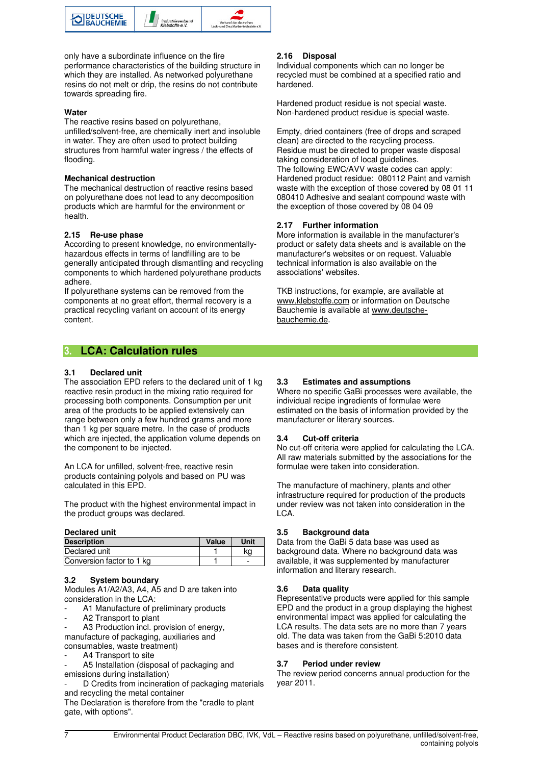only have a subordinate influence on the fire performance characteristics of the building structure in which they are installed. As networked polyurethane resins do not melt or drip, the resins do not contribute towards spreading fire.

**Water**
The reactive resins based on polyurethane, unfilled/solvent-free, are chemically inert and insoluble in water. They are often used to protect building structures from harmful water ingress / the effects of flooding.

**Mechanical destruction**
The mechanical destruction of reactive resins based on polyurethane does not lead to any decomposition products which are harmful for the environment or health.

### 2.15 Re-use phase

According to present knowledge, no environmentally-hazardous effects in terms of landfilling are to be generally anticipated through dismantling and recycling components to which hardened polyurethane products adhere.
If polyurethane systems can be removed from the components at no great effort, thermal recovery is a practical recycling variant on account of its energy content.

### 2.16 Disposal

Individual components which can no longer be recycled must be combined at a specified ratio and hardened.

Hardened product residue is not special waste.
Non-hardened product residue is special waste.

Empty, dried containers (free of drops and scraped clean) are directed to the recycling process.
Residue must be directed to proper waste disposal taking consideration of local guidelines.
The following EWC/AVV waste codes can apply:
Hardened product residue: 080112 Paint and varnish waste with the exception of those covered by 08 01 11
080410 Adhesive and sealant compound waste with the exception of those covered by 08 04 09

### 2.17 Further information

More information is available in the manufacturer's product or safety data sheets and is available on the manufacturer's websites or on request. Valuable technical information is also available on the associations' websites.

TKB instructions, for example, are available at www.klebstoffe.com or information on Deutsche Bauchemie is available at www.deutsche-bauchemie.de.

## 3. LCA: Calculation rules

### 3.1 Declared unit

The association EPD refers to the declared unit of 1 kg reactive resin product in the mixing ratio required for processing both components. Consumption per unit area of the products to be applied extensively can range between only a few hundred grams and more than 1 kg per square metre. In the case of products which are injected, the application volume depends on the component to be injected.

An LCA for unfilled, solvent-free, reactive resin products containing polyols and based on PU was calculated in this EPD.

The product with the highest environmental impact in the product groups was declared.

**Declared unit**

| Description | Value | Unit |
|---|---|---|
| Declared unit | 1 | kg |
| Conversion factor to 1 kg | 1 | - |

### 3.2 System boundary

Modules A1/A2/A3, A4, A5 and D are taken into consideration in the LCA:

- A1 Manufacture of preliminary products
- A2 Transport to plant
- A3 Production incl. provision of energy, manufacture of packaging, auxiliaries and consumables, waste treatment)
- A4 Transport to site
- A5 Installation (disposal of packaging and emissions during installation)
- D Credits from incineration of packaging materials and recycling the metal container

The Declaration is therefore from the "cradle to plant gate, with options".

### 3.3 Estimates and assumptions

Where no specific GaBi processes were available, the individual recipe ingredients of formulae were estimated on the basis of information provided by the manufacturer or literary sources.

### 3.4 Cut-off criteria

No cut-off criteria were applied for calculating the LCA. All raw materials submitted by the associations for the formulae were taken into consideration.

The manufacture of machinery, plants and other infrastructure required for production of the products under review was not taken into consideration in the LCA.

### 3.5 Background data

Data from the GaBi 5 data base was used as background data. Where no background data was available, it was supplemented by manufacturer information and literary research.

### 3.6 Data quality

Representative products were applied for this sample EPD and the product in a group displaying the highest environmental impact was applied for calculating the LCA results. The data sets are no more than 7 years old. The data was taken from the GaBi 5:2010 data bases and is therefore consistent.

### 3.7 Period under review

The review period concerns annual production for the year 2011.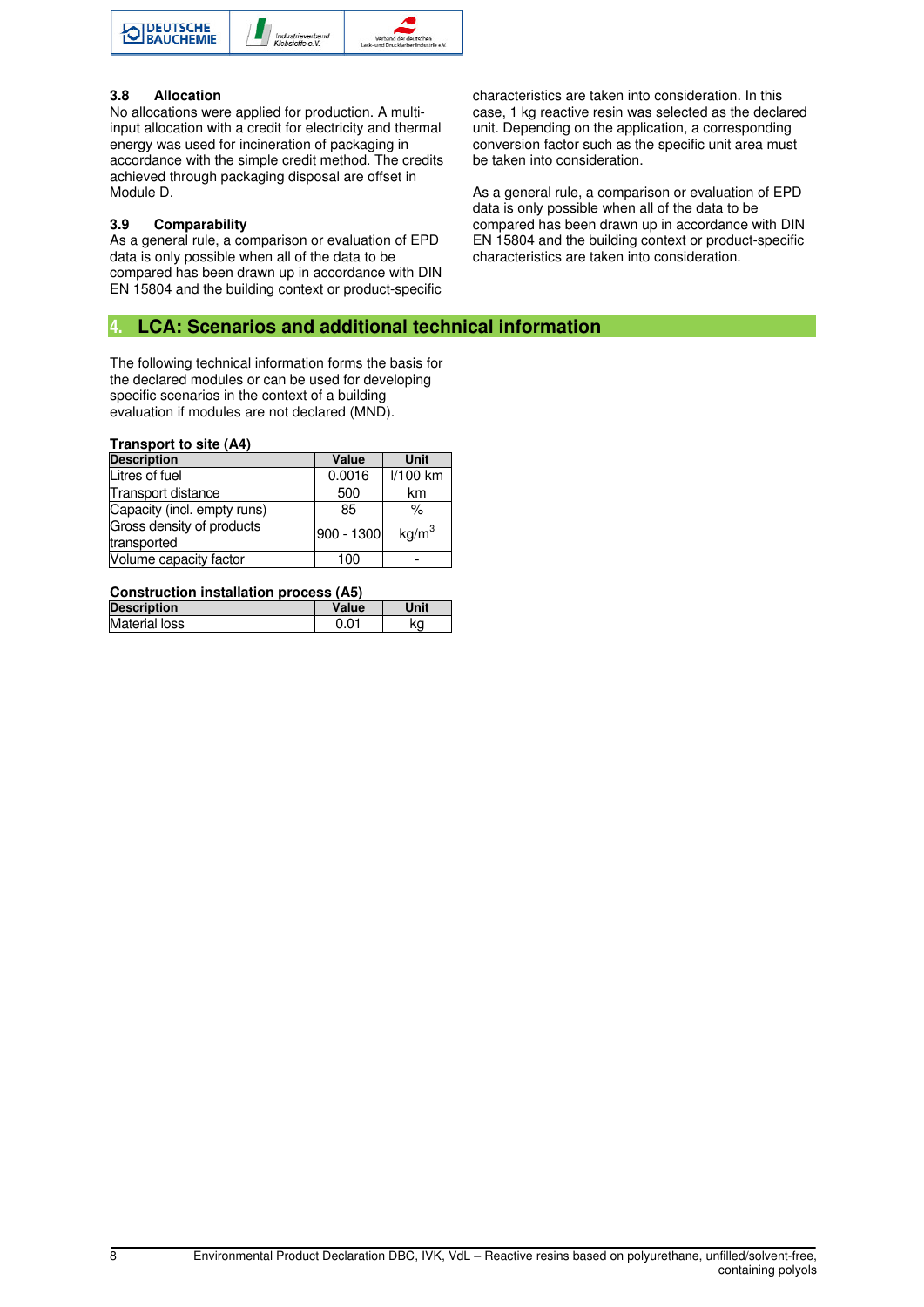### 3.8 Allocation

No allocations were applied for production. A multi-input allocation with a credit for electricity and thermal energy was used for incineration of packaging in accordance with the simple credit method. The credits achieved through packaging disposal are offset in Module D.

### 3.9 Comparability

As a general rule, a comparison or evaluation of EPD data is only possible when all of the data to be compared has been drawn up in accordance with DIN EN 15804 and the building context or product-specific characteristics are taken into consideration. In this case, 1 kg reactive resin was selected as the declared unit. Depending on the application, a corresponding conversion factor such as the specific unit area must be taken into consideration.

As a general rule, a comparison or evaluation of EPD data is only possible when all of the data to be compared has been drawn up in accordance with DIN EN 15804 and the building context or product-specific characteristics are taken into consideration.

## 4. LCA: Scenarios and additional technical information

The following technical information forms the basis for the declared modules or can be used for developing specific scenarios in the context of a building evaluation if modules are not declared (MND).

**Transport to site (A4)**

| Description | Value | Unit |
|---|---|---|
| Litres of fuel | 0.0016 | l/100 km |
| Transport distance | 500 | km |
| Capacity (incl. empty runs) | 85 | % |
| Gross density of products transported | 900 - 1300 | $kg/m^3$ |
| Volume capacity factor | 100 | - |

**Construction installation process (A5)**

| Description | Value | Unit |
|---|---|---|
| Material loss | 0.01 | kg |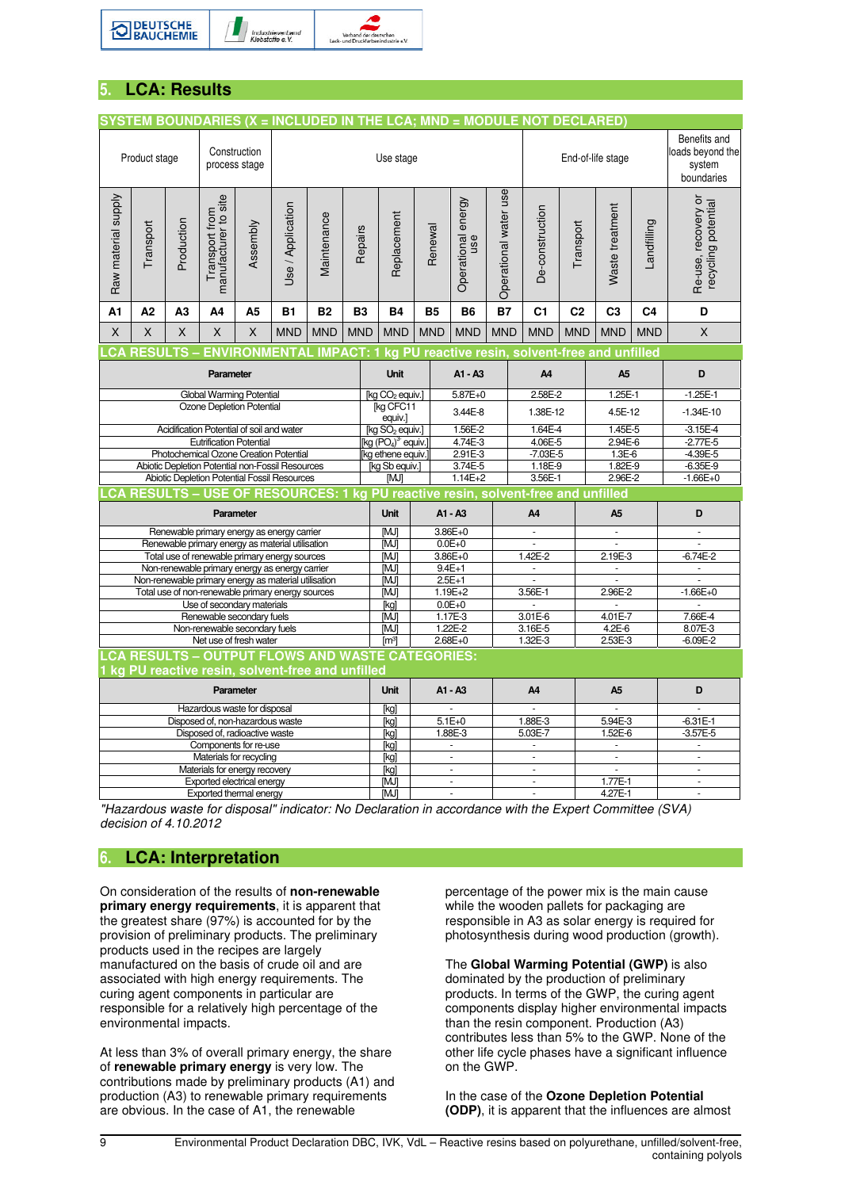## 5. LCA: Results

### SYSTEM BOUNDARIES (X = INCLUDED IN THE LCA; MND = MODULE NOT DECLARED)

| Product stage | | | Construction process stage | | Use stage | | | | | | | End-of-life stage | | | | Benefits and loads beyond the system boundaries |
|---|---|---|---|---|---|---|---|---|---|---|---|---|---|---|---|---|
| Raw material supply | Transport | Production | Transport from manufacturer to site | Assembly | Use / Application | Maintenance | Repairs | Replacement | Renewal | Operational energy use | Operational water use | De-construction | Transport | Waste treatment | Landfilling | Re-use, recovery or recycling potential |
| A1 | A2 | A3 | A4 | A5 | B1 | B2 | B3 | B4 | B5 | B6 | B7 | C1 | C2 | C3 | C4 | D |
| X | X | X | X | X | MND | MND | MND | MND | MND | MND | MND | MND | MND | MND | MND | X |

### LCA RESULTS – ENVIRONMENTAL IMPACT: 1 kg PU reactive resin, solvent-free and unfilled

| Parameter | Unit | A1 - A3 | A4 | A5 | D |
|---|---|---|---|---|---|
| Global Warming Potential | [kg $CO_2$ equiv.] | 5.87E+0 | 2.58E-2 | 1.25E-1 | -1.25E-1 |
| Ozone Depletion Potential | [kg CFC11 equiv.] | 3.44E-8 | 1.38E-12 | 4.5E-12 | -1.34E-10 |
| Acidification Potential of soil and water | [kg $SO_2$ equiv.] | 1.56E-2 | 1.64E-4 | 1.45E-5 | -3.15E-4 |
| Eutrification Potential | [kg $(PO_4)^3$ equiv.] | 4.74E-3 | 4.06E-5 | 2.94E-6 | -2.77E-5 |
| Photochemical Ozone Creation Potential | [kg ethene equiv.] | 2.91E-3 | -7.03E-5 | 1.3E-6 | -4.39E-5 |
| Abiotic Depletion Potential non-Fossil Resources | [kg Sb equiv.] | 3.74E-5 | 1.18E-9 | 1.82E-9 | -6.35E-9 |
| Abiotic Depletion Potential Fossil Resources | [MJ] | 1.14E+2 | 3.56E-1 | 2.96E-2 | -1.66E+0 |

### LCA RESULTS – USE OF RESOURCES: 1 kg PU reactive resin, solvent-free and unfilled

| Parameter | Unit | A1 - A3 | A4 | A5 | D |
|---|---|---|---|---|---|
| Renewable primary energy as energy carrier | [MJ] | 3.86E+0 | - | - | - |
| Renewable primary energy as material utilisation | [MJ] | 0.0E+0 | - | - | - |
| Total use of renewable primary energy sources | [MJ] | 3.86E+0 | 1.42E-2 | 2.19E-3 | -6.74E-2 |
| Non-renewable primary energy as energy carrier | [MJ] | 9.4E+1 | - | - | - |
| Non-renewable primary energy as material utilisation | [MJ] | 2.5E+1 | - | - | - |
| Total use of non-renewable primary energy sources | [MJ] | 1.19E+2 | 3.56E-1 | 2.96E-2 | -1.66E+0 |
| Use of secondary materials | [kg] | 0.0E+0 | - | - | - |
| Renewable secondary fuels | [MJ] | 1.17E-3 | 3.01E-6 | 4.01E-7 | 7.66E-4 |
| Non-renewable secondary fuels | [MJ] | 1.22E-2 | 3.16E-5 | 4.2E-6 | 8.07E-3 |
| Net use of fresh water | [m³] | 2.68E+0 | 1.32E-3 | 2.53E-3 | -6.09E-2 |

### LCA RESULTS – OUTPUT FLOWS AND WASTE CATEGORIES: 1 kg PU reactive resin, solvent-free and unfilled

| Parameter | Unit | A1 - A3 | A4 | A5 | D |
|---|---|---|---|---|---|
| Hazardous waste for disposal | [kg] | - | - | - | - |
| Disposed of, non-hazardous waste | [kg] | 5.1E+0 | 1.88E-3 | 5.94E-3 | -6.31E-1 |
| Disposed of, radioactive waste | [kg] | 1.88E-3 | 5.03E-7 | 1.52E-6 | -3.57E-5 |
| Components for re-use | [kg] | - | - | - | - |
| Materials for recycling | [kg] | - | - | - | - |
| Materials for energy recovery | [kg] | - | - | - | - |
| Exported electrical energy | [MJ] | - | - | 1.77E-1 | - |
| Exported thermal energy | [MJ] | - | - | 4.27E-1 | - |

*"Hazardous waste for disposal" indicator: No Declaration in accordance with the Expert Committee (SVA) decision of 4.10.2012*

## 6. LCA: Interpretation

On consideration of the results of **non-renewable primary energy requirements**, it is apparent that the greatest share (97%) is accounted for by the provision of preliminary products. The preliminary products used in the recipes are largely manufactured on the basis of crude oil and are associated with high energy requirements. The curing agent components in particular are responsible for a relatively high percentage of the environmental impacts.

At less than 3% of overall primary energy, the share of **renewable primary energy** is very low. The contributions made by preliminary products (A1) and production (A3) to renewable primary requirements are obvious. In the case of A1, the renewable percentage of the power mix is the main cause while the wooden pallets for packaging are responsible in A3 as solar energy is required for photosynthesis during wood production (growth).

The **Global Warming Potential (GWP)** is also dominated by the production of preliminary products. In terms of the GWP, the curing agent components display higher environmental impacts than the resin component. Production (A3) contributes less than 5% to the GWP. None of the other life cycle phases have a significant influence on the GWP.

In the case of the **Ozone Depletion Potential (ODP)**, it is apparent that the influences are almost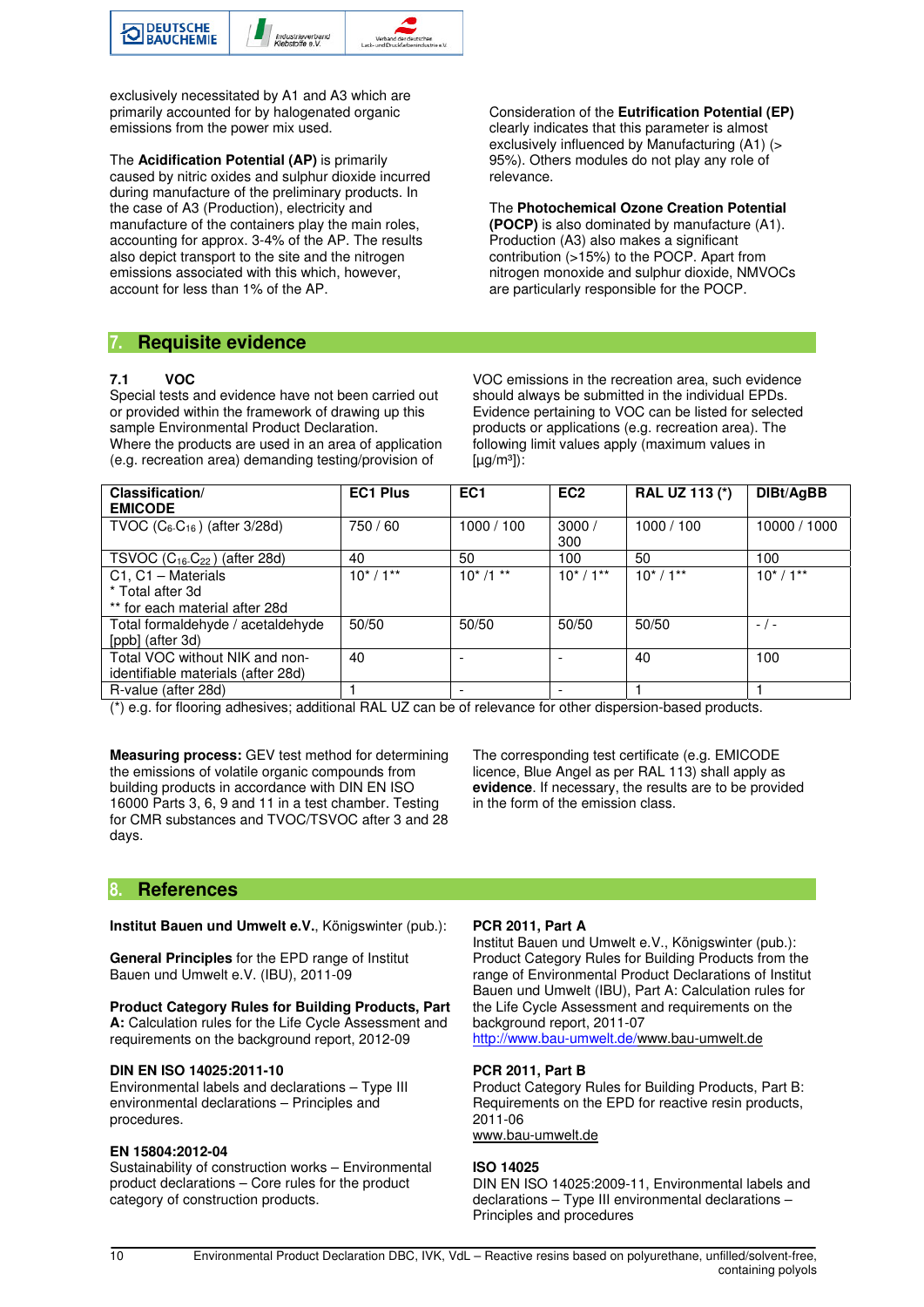exclusively necessitated by A1 and A3 which are primarily accounted for by halogenated organic emissions from the power mix used.

The **Acidification Potential (AP)** is primarily caused by nitric oxides and sulphur dioxide incurred during manufacture of the preliminary products. In the case of A3 (Production), electricity and manufacture of the containers play the main roles, accounting for approx. 3-4% of the AP. The results also depict transport to the site and the nitrogen emissions associated with this which, however, account for less than 1% of the AP.

Consideration of the **Eutrification Potential (EP)** clearly indicates that this parameter is almost exclusively influenced by Manufacturing (A1) (> 95%). Others modules do not play any role of relevance.

The **Photochemical Ozone Creation Potential (POCP)** is also dominated by manufacture (A1). Production (A3) also makes a significant contribution (>15%) to the POCP. Apart from nitrogen monoxide and sulphur dioxide, NMVOCs are particularly responsible for the POCP.

## 7. Requisite evidence

### 7.1 VOC

Special tests and evidence have not been carried out or provided within the framework of drawing up this sample Environmental Product Declaration. Where the products are used in an area of application (e.g. recreation area) demanding testing/provision of VOC emissions in the recreation area, such evidence should always be submitted in the individual EPDs. Evidence pertaining to VOC can be listed for selected products or applications (e.g. recreation area). The following limit values apply (maximum values in [µg/m³]):

| Classification/ EMICODE | EC1 Plus | EC1 | EC2 | RAL UZ 113 (*) | DIBt/AgBB |
|---|---|---|---|---|---|
| TVOC ($C_6$-$C_{16}$) (after 3/28d) | 750 / 60 | 1000 / 100 | 3000 / 300 | 1000 / 100 | 10000 / 1000 |
| TSVOC ($C_{16}$-$C_{22}$) (after 28d) | 40 | 50 | 100 | 50 | 100 |
| C1, C1 – Materials<br>* Total after 3d<br>** for each material after 28d | 10* / 1** | 10* /1 ** | 10* / 1** | 10* / 1** | 10* / 1** |
| Total formaldehyde / acetaldehyde [ppb] (after 3d) | 50/50 | 50/50 | 50/50 | 50/50 | - / - |
| Total VOC without NIK and non-identifiable materials (after 28d) | 40 | - | - | 40 | 100 |
| R-value (after 28d) | 1 | - | - | 1 | 1 |

(*) e.g. for flooring adhesives; additional RAL UZ can be of relevance for other dispersion-based products.

**Measuring process:** GEV test method for determining the emissions of volatile organic compounds from building products in accordance with DIN EN ISO 16000 Parts 3, 6, 9 and 11 in a test chamber. Testing for CMR substances and TVOC/TSVOC after 3 and 28 days.

The corresponding test certificate (e.g. EMICODE licence, Blue Angel as per RAL 113) shall apply as **evidence**. If necessary, the results are to be provided in the form of the emission class.

## 8. References

**Institut Bauen und Umwelt e.V.**, Königswinter (pub.):

**General Principles** for the EPD range of Institut Bauen und Umwelt e.V. (IBU), 2011-09

**Product Category Rules for Building Products, Part A:** Calculation rules for the Life Cycle Assessment and requirements on the background report, 2012-09

**DIN EN ISO 14025:2011-10**
Environmental labels and declarations – Type III environmental declarations – Principles and procedures.

**EN 15804:2012-04**
Sustainability of construction works – Environmental product declarations – Core rules for the product category of construction products.

**PCR 2011, Part A**
Institut Bauen und Umwelt e.V., Königswinter (pub.): Product Category Rules for Building Products from the range of Environmental Product Declarations of Institut Bauen und Umwelt (IBU), Part A: Calculation rules for the Life Cycle Assessment and requirements on the background report, 2011-07
http://www.bau-umwelt.de/www.bau-umwelt.de

**PCR 2011, Part B**
Product Category Rules for Building Products, Part B: Requirements on the EPD for reactive resin products, 2011-06
www.bau-umwelt.de

**ISO 14025**
DIN EN ISO 14025:2009-11, Environmental labels and declarations – Type III environmental declarations – Principles and procedures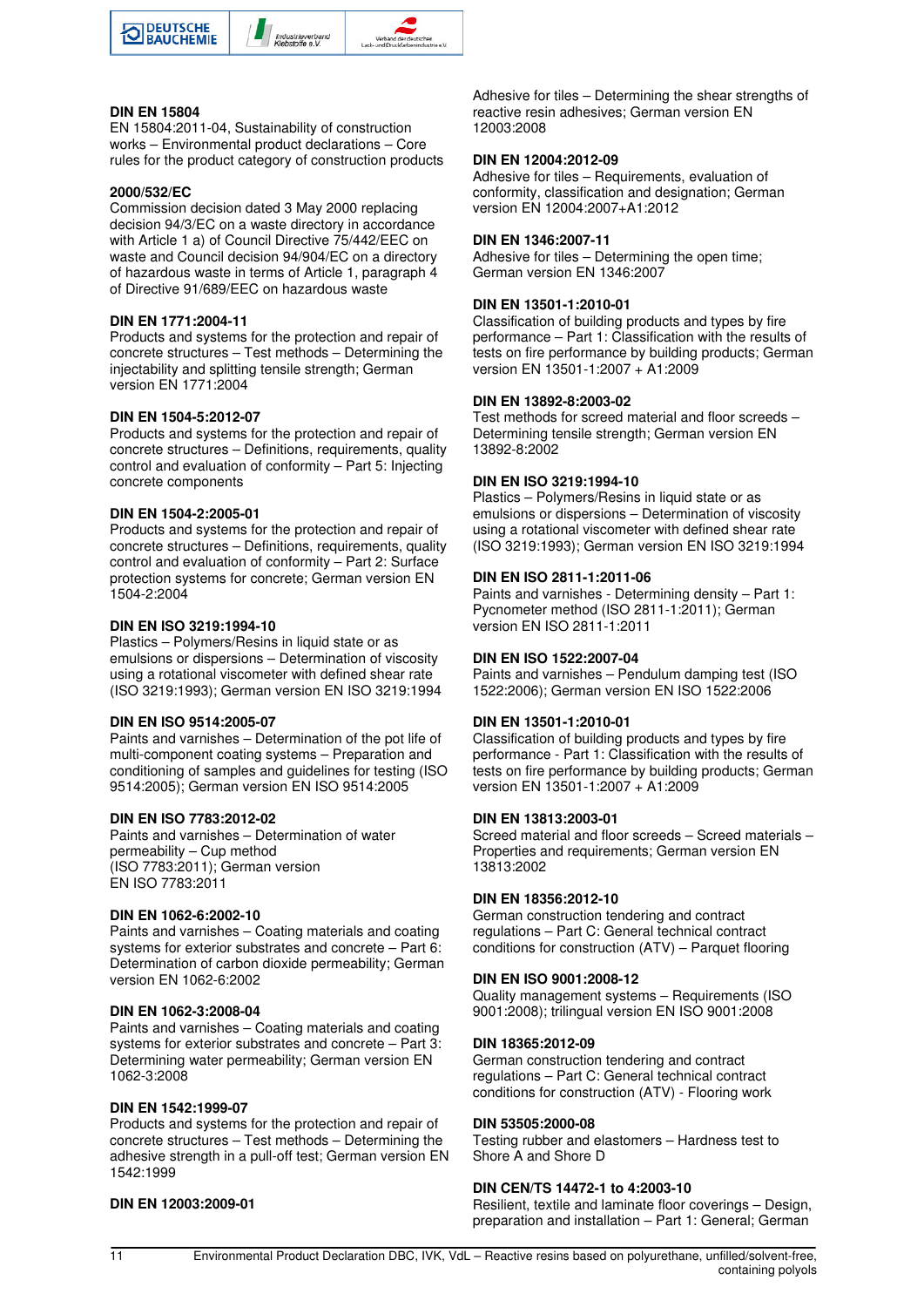**DIN EN 15804**
EN 15804:2011-04, Sustainability of construction works – Environmental product declarations – Core rules for the product category of construction products

**2000/532/EC**
Commission decision dated 3 May 2000 replacing decision 94/3/EC on a waste directory in accordance with Article 1 a) of Council Directive 75/442/EEC on waste and Council decision 94/904/EC on a directory of hazardous waste in terms of Article 1, paragraph 4 of Directive 91/689/EEC on hazardous waste

**DIN EN 1771:2004-11**
Products and systems for the protection and repair of concrete structures – Test methods – Determining the injectability and splitting tensile strength; German version EN 1771:2004

**DIN EN 1504-5:2012-07**
Products and systems for the protection and repair of concrete structures – Definitions, requirements, quality control and evaluation of conformity – Part 5: Injecting concrete components

**DIN EN 1504-2:2005-01**
Products and systems for the protection and repair of concrete structures – Definitions, requirements, quality control and evaluation of conformity – Part 2: Surface protection systems for concrete; German version EN 1504-2:2004

**DIN EN ISO 3219:1994-10**
Plastics – Polymers/Resins in liquid state or as emulsions or dispersions – Determination of viscosity using a rotational viscometer with defined shear rate (ISO 3219:1993); German version EN ISO 3219:1994

**DIN EN ISO 9514:2005-07**
Paints and varnishes – Determination of the pot life of multi-component coating systems – Preparation and conditioning of samples and guidelines for testing (ISO 9514:2005); German version EN ISO 9514:2005

**DIN EN ISO 7783:2012-02**
Paints and varnishes – Determination of water permeability – Cup method
(ISO 7783:2011); German version
EN ISO 7783:2011

**DIN EN 1062-6:2002-10**
Paints and varnishes – Coating materials and coating systems for exterior substrates and concrete – Part 6: Determination of carbon dioxide permeability; German version EN 1062-6:2002

**DIN EN 1062-3:2008-04**
Paints and varnishes – Coating materials and coating systems for exterior substrates and concrete – Part 3: Determining water permeability; German version EN 1062-3:2008

**DIN EN 1542:1999-07**
Products and systems for the protection and repair of concrete structures – Test methods – Determining the adhesive strength in a pull-off test; German version EN 1542:1999

**DIN EN 12003:2009-01**
Adhesive for tiles – Determining the shear strengths of reactive resin adhesives; German version EN 12003:2008

**DIN EN 12004:2012-09**
Adhesive for tiles – Requirements, evaluation of conformity, classification and designation; German version EN 12004:2007+A1:2012

**DIN EN 1346:2007-11**
Adhesive for tiles – Determining the open time; German version EN 1346:2007

**DIN EN 13501-1:2010-01**
Classification of building products and types by fire performance – Part 1: Classification with the results of tests on fire performance by building products; German version EN 13501-1:2007 + A1:2009

**DIN EN 13892-8:2003-02**
Test methods for screed material and floor screeds – Determining tensile strength; German version EN 13892-8:2002

**DIN EN ISO 3219:1994-10**
Plastics – Polymers/Resins in liquid state or as emulsions or dispersions – Determination of viscosity using a rotational viscometer with defined shear rate (ISO 3219:1993); German version EN ISO 3219:1994

**DIN EN ISO 2811-1:2011-06**
Paints and varnishes - Determining density – Part 1: Pycnometer method (ISO 2811-1:2011); German version EN ISO 2811-1:2011

**DIN EN ISO 1522:2007-04**
Paints and varnishes – Pendulum damping test (ISO 1522:2006); German version EN ISO 1522:2006

**DIN EN 13501-1:2010-01**
Classification of building products and types by fire performance - Part 1: Classification with the results of tests on fire performance by building products; German version EN 13501-1:2007 + A1:2009

**DIN EN 13813:2003-01**
Screed material and floor screeds – Screed materials – Properties and requirements; German version EN 13813:2002

**DIN EN 18356:2012-10**
German construction tendering and contract regulations – Part C: General technical contract conditions for construction (ATV) – Parquet flooring

**DIN EN ISO 9001:2008-12**
Quality management systems – Requirements (ISO 9001:2008); trilingual version EN ISO 9001:2008

**DIN 18365:2012-09**
German construction tendering and contract regulations – Part C: General technical contract conditions for construction (ATV) - Flooring work

**DIN 53505:2000-08**
Testing rubber and elastomers – Hardness test to Shore A and Shore D

**DIN CEN/TS 14472-1 to 4:2003-10**
Resilient, textile and laminate floor coverings – Design, preparation and installation – Part 1: General; German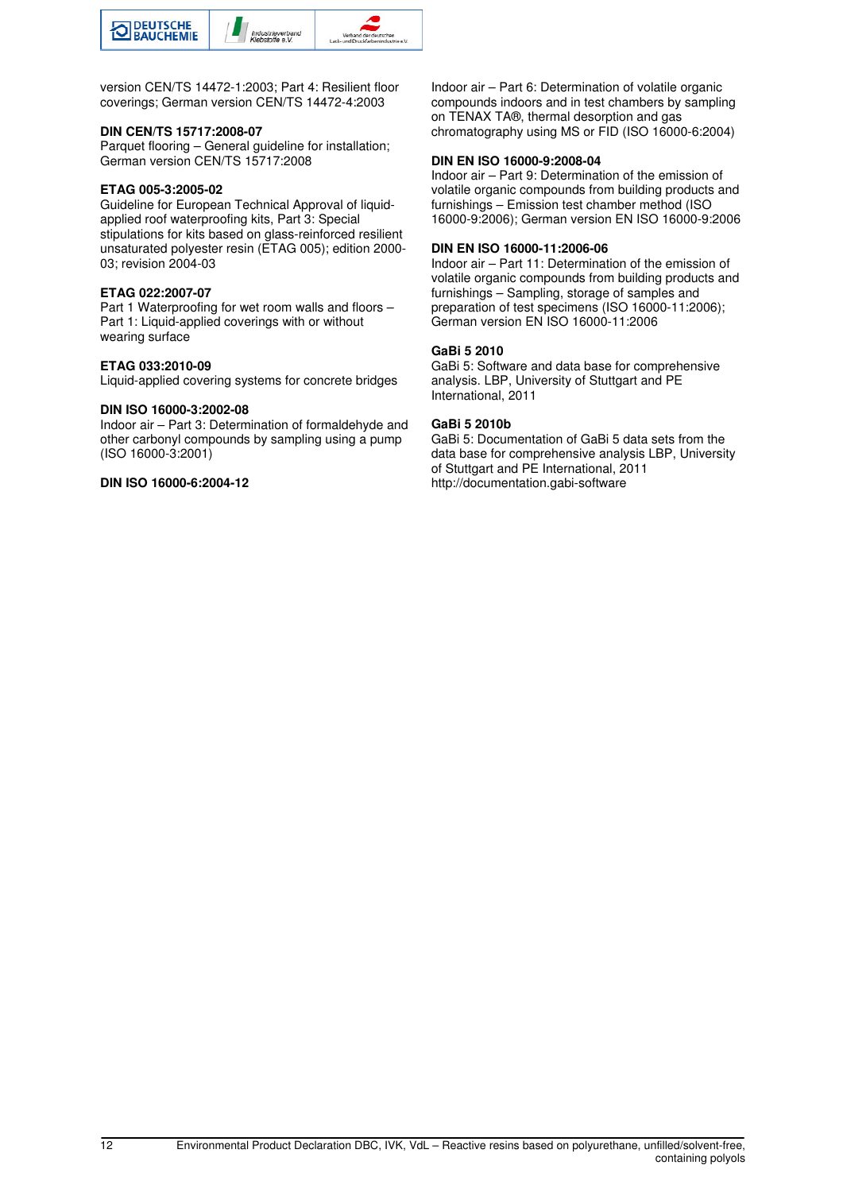version CEN/TS 14472-1:2003; Part 4: Resilient floor coverings; German version CEN/TS 14472-4:2003

**DIN CEN/TS 15717:2008-07**
Parquet flooring – General guideline for installation; German version CEN/TS 15717:2008

**ETAG 005-3:2005-02**
Guideline for European Technical Approval of liquid-applied roof waterproofing kits, Part 3: Special stipulations for kits based on glass-reinforced resilient unsaturated polyester resin (ETAG 005); edition 2000-03; revision 2004-03

**ETAG 022:2007-07**
Part 1 Waterproofing for wet room walls and floors – Part 1: Liquid-applied coverings with or without wearing surface

**ETAG 033:2010-09**
Liquid-applied covering systems for concrete bridges

**DIN ISO 16000-3:2002-08**
Indoor air – Part 3: Determination of formaldehyde and other carbonyl compounds by sampling using a pump (ISO 16000-3:2001)

**DIN ISO 16000-6:2004-12**
Indoor air – Part 6: Determination of volatile organic compounds indoors and in test chambers by sampling on TENAX TA®, thermal desorption and gas chromatography using MS or FID (ISO 16000-6:2004)

**DIN EN ISO 16000-9:2008-04**
Indoor air – Part 9: Determination of the emission of volatile organic compounds from building products and furnishings – Emission test chamber method (ISO 16000-9:2006); German version EN ISO 16000-9:2006

**DIN EN ISO 16000-11:2006-06**
Indoor air – Part 11: Determination of the emission of volatile organic compounds from building products and furnishings – Sampling, storage of samples and preparation of test specimens (ISO 16000-11:2006); German version EN ISO 16000-11:2006

**GaBi 5 2010**
GaBi 5: Software and data base for comprehensive analysis. LBP, University of Stuttgart and PE International, 2011

**GaBi 5 2010b**
GaBi 5: Documentation of GaBi 5 data sets from the data base for comprehensive analysis LBP, University of Stuttgart and PE International, 2011
http://documentation.gabi-software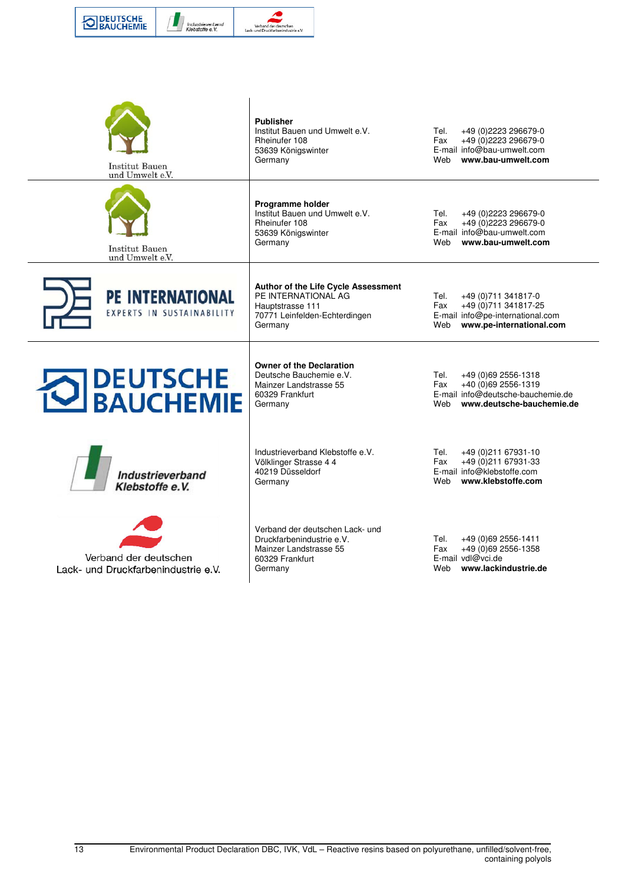Institut Bauen und Umwelt e.V.

**Publisher**
Institut Bauen und Umwelt e.V.
Rheinufer 108
53639 Königswinter
Germany

Tel. +49 (0)2223 296679-0
Fax +49 (0)2223 296679-0
E-mail info@bau-umwelt.com
Web **www.bau-umwelt.com**

---

Institut Bauen und Umwelt e.V.

**Programme holder**
Institut Bauen und Umwelt e.V.
Rheinufer 108
53639 Königswinter
Germany

Tel. +49 (0)2223 296679-0
Fax +49 (0)2223 296679-0
E-mail info@bau-umwelt.com
Web **www.bau-umwelt.com**

---

PE INTERNATIONAL
EXPERTS IN SUSTAINABILITY

**Author of the Life Cycle Assessment**
PE INTERNATIONAL AG
Hauptstrasse 111
70771 Leinfelden-Echterdingen
Germany

Tel. +49 (0)711 341817-0
Fax +49 (0)711 341817-25
E-mail info@pe-international.com
Web **www.pe-international.com**

---

DEUTSCHE BAUCHEMIE

**Owner of the Declaration**
Deutsche Bauchemie e.V.
Mainzer Landstrasse 55
60329 Frankfurt
Germany

Tel. +49 (0)69 2556-1318
Fax +40 (0)69 2556-1319
E-mail info@deutsche-bauchemie.de
Web **www.deutsche-bauchemie.de**

Industrieverband Klebstoffe e.V.

Industrieverband Klebstoffe e.V.
Völklinger Strasse 4 4
40219 Düsseldorf
Germany

Tel. +49 (0)211 67931-10
Fax +49 (0)211 67931-33
E-mail info@klebstoffe.com
Web **www.klebstoffe.com**

Verband der deutschen Lack- und Druckfarbenindustrie e.V.

Verband der deutschen Lack- und Druckfarbenindustrie e.V.
Mainzer Landstrasse 55
60329 Frankfurt
Germany

Tel. +49 (0)69 2556-1411
Fax +49 (0)69 2556-1358
E-mail vdl@vci.de
Web **www.lackindustrie.de**